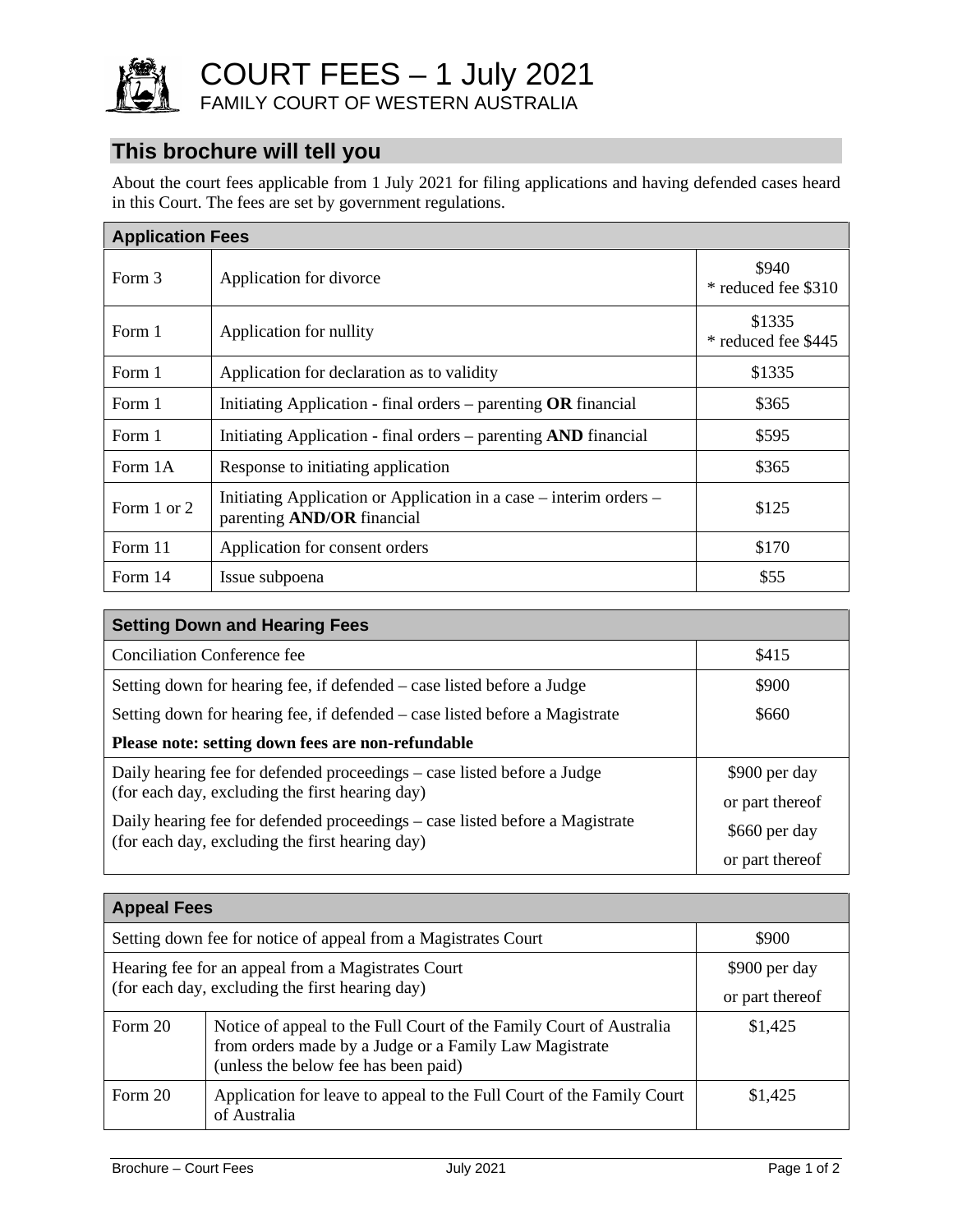# COURT FEES – 1 July 2021

FAMILY COURT OF WESTERN AUSTRALIA

## This brochure will tell you

About the court fees applicable from 1 July 2021 for filing applications and having defended cases heard in this Court. The fees are set by government regulations.

| Application Fees | | |
|---|---|---|
| Form 3 | Application for divorce | $940<br>* reduced fee $310 |
| Form 1 | Application for nullity | $1335<br>* reduced fee $445 |
| Form 1 | Application for declaration as to validity | $1335 |
| Form 1 | Initiating Application - final orders – parenting **OR** financial | $365 |
| Form 1 | Initiating Application - final orders – parenting **AND** financial | $595 |
| Form 1A | Response to initiating application | $365 |
| Form 1 or 2 | Initiating Application or Application in a case – interim orders – parenting **AND/OR** financial | $125 |
| Form 11 | Application for consent orders | $170 |
| Form 14 | Issue subpoena | $55 |

| Setting Down and Hearing Fees | |
|---|---|
| Conciliation Conference fee | $415 |
| Setting down for hearing fee, if defended – case listed before a Judge | $900 |
| Setting down for hearing fee, if defended – case listed before a Magistrate | $660 |
| **Please note: setting down fees are non-refundable** | |
| Daily hearing fee for defended proceedings – case listed before a Judge (for each day, excluding the first hearing day) | $900 per day or part thereof |
| Daily hearing fee for defended proceedings – case listed before a Magistrate (for each day, excluding the first hearing day) | $660 per day or part thereof |

| Appeal Fees | | |
|---|---|---|
| Setting down fee for notice of appeal from a Magistrates Court | | $900 |
| Hearing fee for an appeal from a Magistrates Court (for each day, excluding the first hearing day) | | $900 per day or part thereof |
| Form 20 | Notice of appeal to the Full Court of the Family Court of Australia from orders made by a Judge or a Family Law Magistrate (unless the below fee has been paid) | $1,425 |
| Form 20 | Application for leave to appeal to the Full Court of the Family Court of Australia | $1,425 |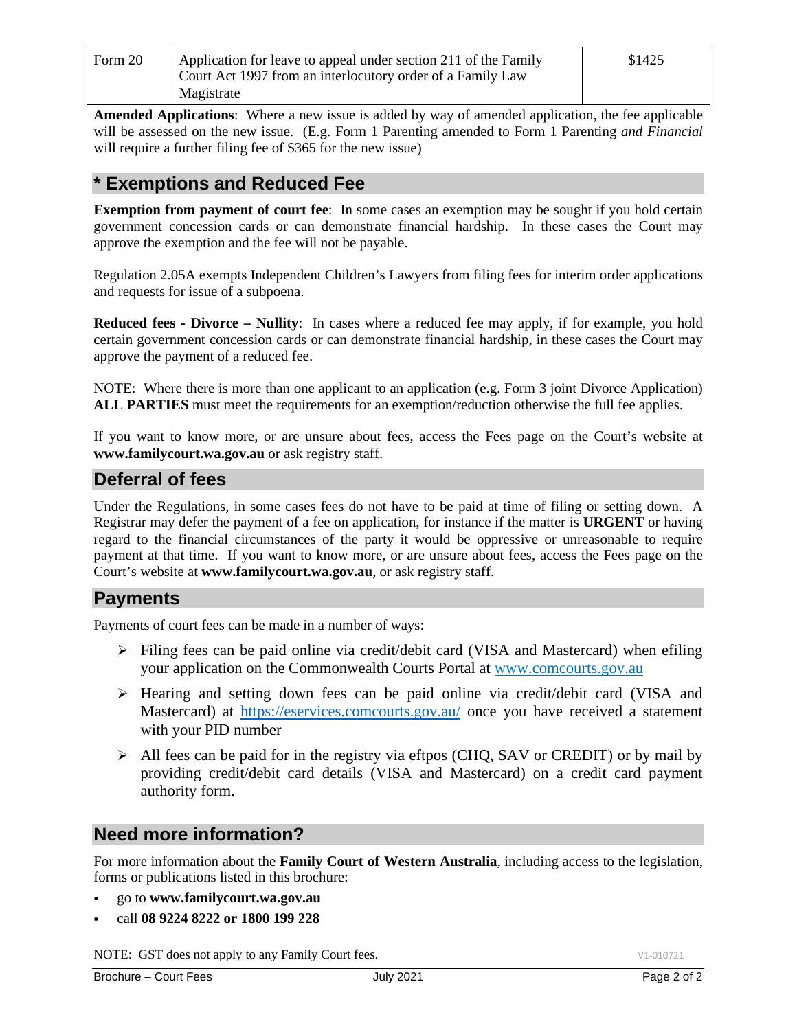| | | |
|---|---|---|
| Form 20 | Application for leave to appeal under section 211 of the Family Court Act 1997 from an interlocutory order of a Family Law Magistrate | $1425 |

**Amended Applications**: Where a new issue is added by way of amended application, the fee applicable will be assessed on the new issue. (E.g. Form 1 Parenting amended to Form 1 Parenting *and Financial* will require a further filing fee of $365 for the new issue)

## * Exemptions and Reduced Fee

**Exemption from payment of court fee**: In some cases an exemption may be sought if you hold certain government concession cards or can demonstrate financial hardship. In these cases the Court may approve the exemption and the fee will not be payable.

Regulation 2.05A exempts Independent Children's Lawyers from filing fees for interim order applications and requests for issue of a subpoena.

**Reduced fees - Divorce – Nullity**: In cases where a reduced fee may apply, if for example, you hold certain government concession cards or can demonstrate financial hardship, in these cases the Court may approve the payment of a reduced fee.

NOTE: Where there is more than one applicant to an application (e.g. Form 3 joint Divorce Application) **ALL PARTIES** must meet the requirements for an exemption/reduction otherwise the full fee applies.

If you want to know more, or are unsure about fees, access the Fees page on the Court's website at **www.familycourt.wa.gov.au** or ask registry staff.

## Deferral of fees

Under the Regulations, in some cases fees do not have to be paid at time of filing or setting down. A Registrar may defer the payment of a fee on application, for instance if the matter is **URGENT** or having regard to the financial circumstances of the party it would be oppressive or unreasonable to require payment at that time. If you want to know more, or are unsure about fees, access the Fees page on the Court's website at **www.familycourt.wa.gov.au**, or ask registry staff.

## Payments

Payments of court fees can be made in a number of ways:

- Filing fees can be paid online via credit/debit card (VISA and Mastercard) when efiling your application on the Commonwealth Courts Portal at www.comcourts.gov.au
- Hearing and setting down fees can be paid online via credit/debit card (VISA and Mastercard) at https://eservices.comcourts.gov.au/ once you have received a statement with your PID number
- All fees can be paid for in the registry via eftpos (CHQ, SAV or CREDIT) or by mail by providing credit/debit card details (VISA and Mastercard) on a credit card payment authority form.

## Need more information?

For more information about the **Family Court of Western Australia**, including access to the legislation, forms or publications listed in this brochure:

- go to **www.familycourt.wa.gov.au**
- call **08 9224 8222 or 1800 199 228**

NOTE: GST does not apply to any Family Court fees.